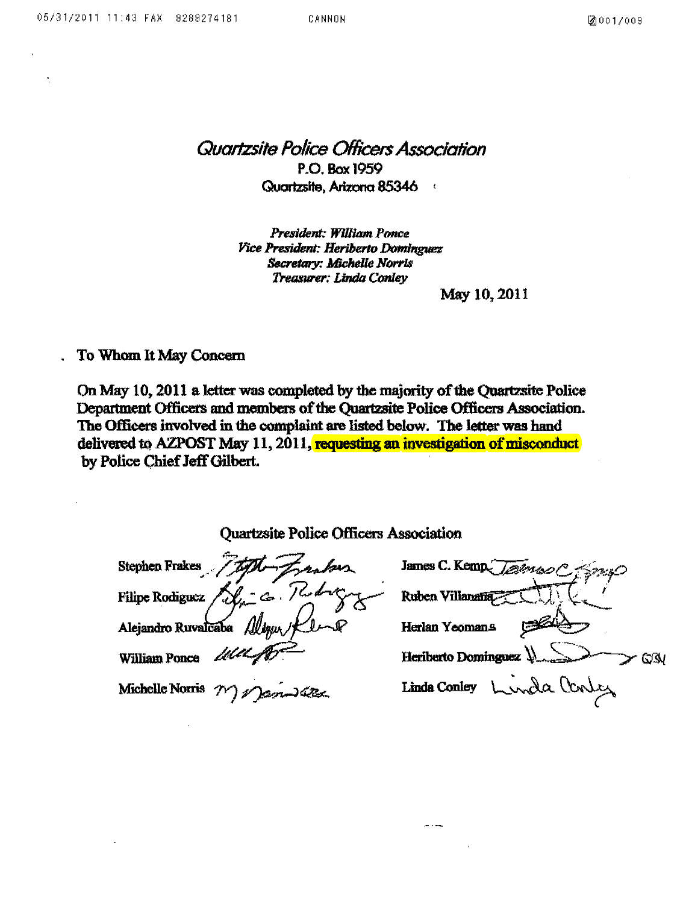# *Quartzsite Police Officers Association*

P.O. Box 1959
Quartzsite, Arizona 85346

*President: William Ponce*
*Vice President: Heriberto Dominguez*
*Secretary: Michelle Norris*
*Treasurer: Linda Conley*

May 10, 2011

To Whom It May Concern

On May 10, 2011 a letter was completed by the majority of the Quartzsite Police Department Officers and members of the Quartzsite Police Officers Association. The Officers involved in the complaint are listed below. The letter was hand delivered to AZPOST May 11, 2011, requesting an investigation of misconduct by Police Chief Jeff Gilbert.

Quartzsite Police Officers Association

| | |
|---|---|
| Stephen Frakes | James C. Kemp |
| Filipe Rodiguez | Ruben Villanana |
| Alejandro Ruvalcaba | Herlan Yeomans |
| William Ponce | Heriberto Dominguez |
| Michelle Norris | Linda Conley |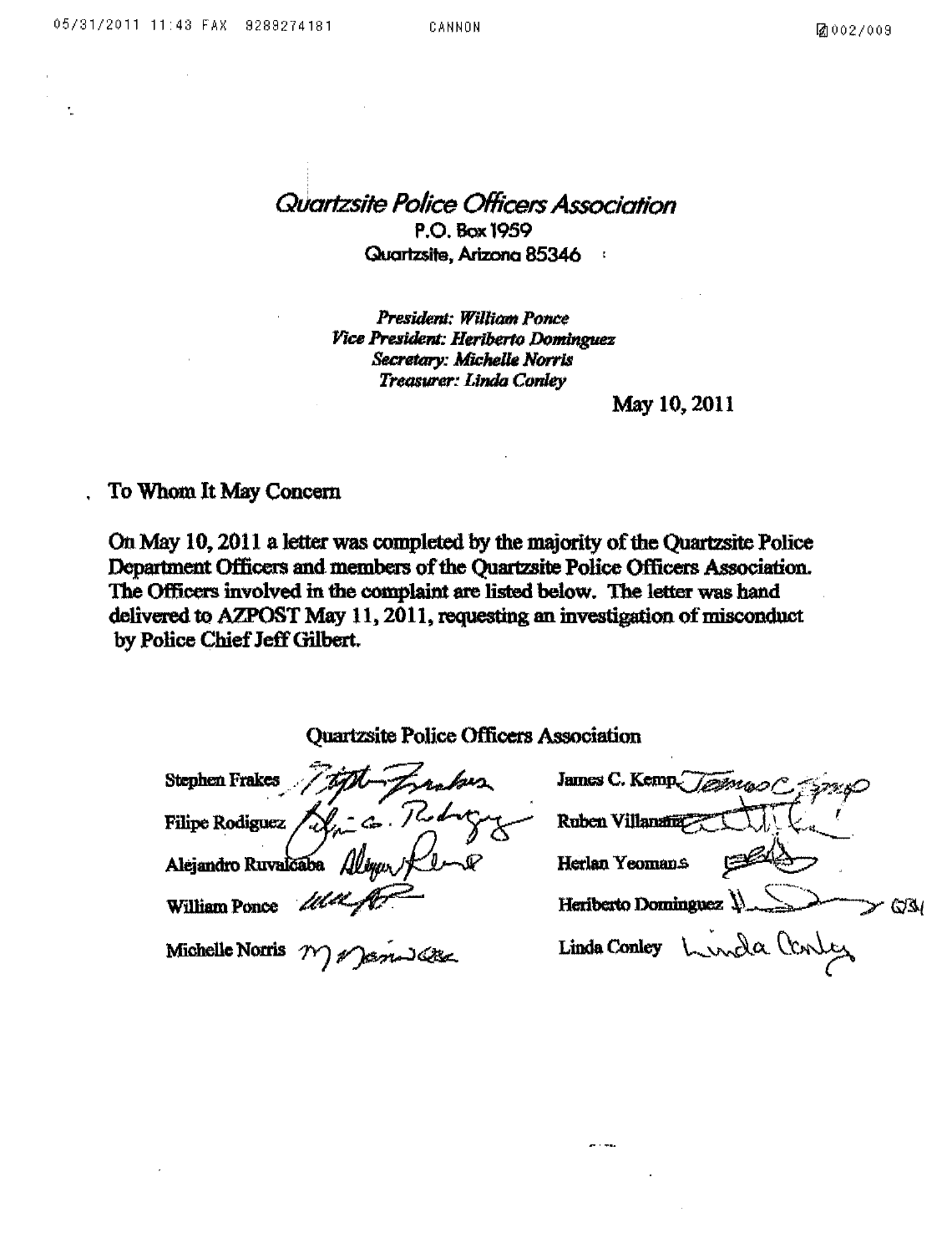*Quartzsite Police Officers Association*

P.O. Box 1959

Quartzsite, Arizona 85346

*President: William Ponce*
*Vice President: Heriberto Dominguez*
*Secretary: Michelle Norris*
*Treasurer: Linda Conley*

May 10, 2011

To Whom It May Concern

On May 10, 2011 a letter was completed by the majority of the Quartzsite Police Department Officers and members of the Quartzsite Police Officers Association. The Officers involved in the complaint are listed below. The letter was hand delivered to AZPOST May 11, 2011, requesting an investigation of misconduct by Police Chief Jeff Gilbert.

Quartzsite Police Officers Association

| | |
|---|---|
| Stephen Frakes | James C. Kemp |
| Filipe Rodiguez | Ruben Villanueva |
| Alejandro Ruvalcaba | Herlan Yeomans |
| William Ponce | Heriberto Dominguez |
| Michelle Norris | Linda Conley |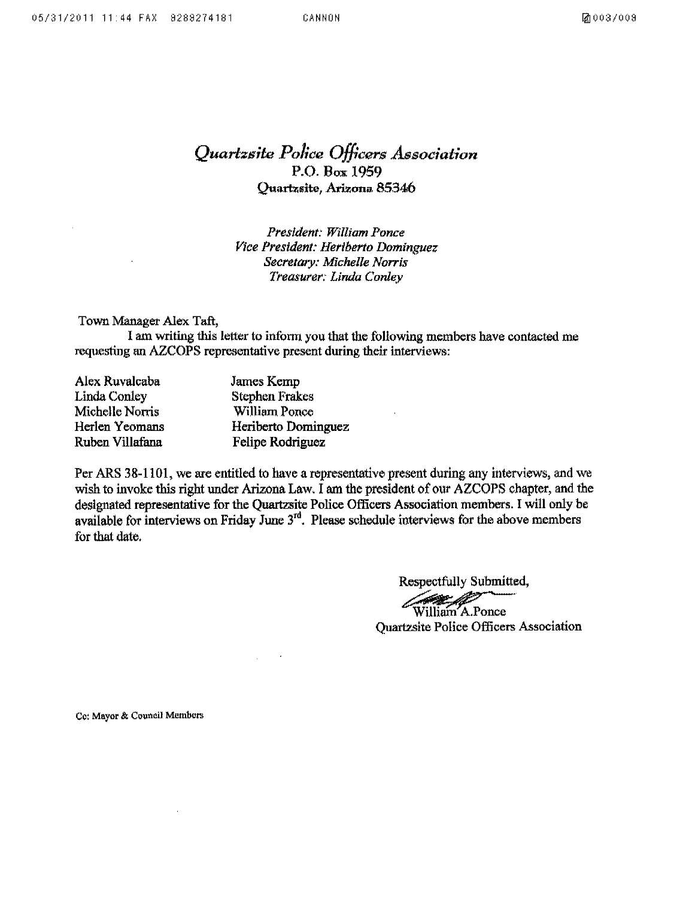# *Quartzsite Police Officers Association*

**P.O. Box 1959**
**Quartzsite, Arizona 85346**

*President: William Ponce*
*Vice President: Heriberto Dominguez*
*Secretary: Michelle Norris*
*Treasurer: Linda Conley*

Town Manager Alex Taft,

I am writing this letter to inform you that the following members have contacted me requesting an AZCOPS representative present during their interviews:

| | |
|---|---|
| Alex Ruvalcaba | James Kemp |
| Linda Conley | Stephen Frakes |
| Michelle Norris | William Ponce |
| Herlen Yeomans | Heriberto Dominguez |
| Ruben Villafana | Felipe Rodriguez |

Per ARS 38-1101, we are entitled to have a representative present during any interviews, and we wish to invoke this right under Arizona Law. I am the president of our AZCOPS chapter, and the designated representative for the Quartzsite Police Officers Association members. I will only be available for interviews on Friday June 3rd. Please schedule interviews for the above members for that date.

Respectfully Submitted,

William A.Ponce
Quartzsite Police Officers Association

Cc: Mayor & Council Members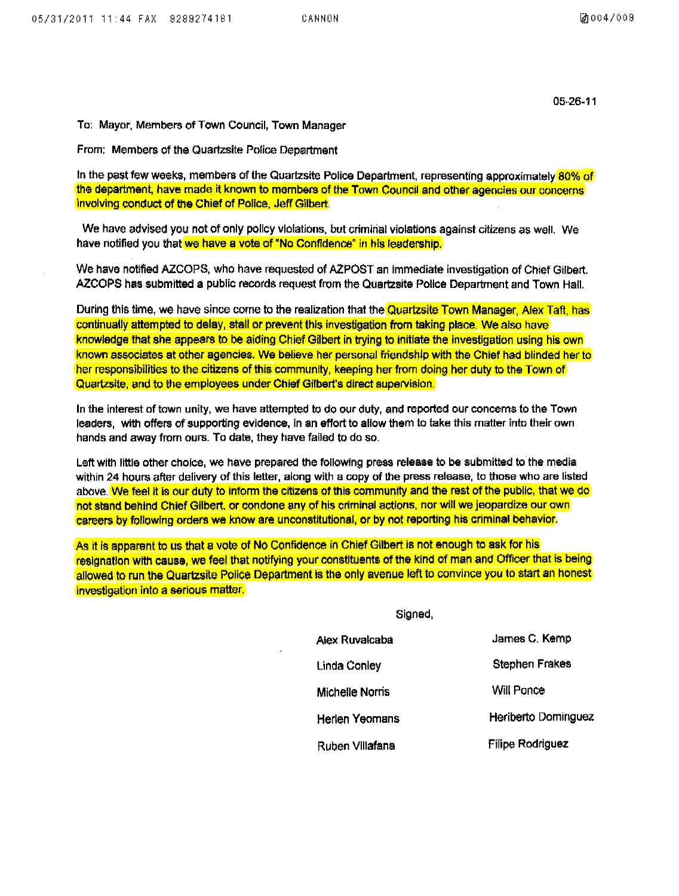05-26-11

To: Mayor, Members of Town Council, Town Manager

From: Members of the Quartzsite Police Department

In the past few weeks, members of the Quartzsite Police Department, representing approximately 80% of the department, have made it known to members of the Town Council and other agencies our concerns involving conduct of the Chief of Police, Jeff Gilbert.

We have advised you not of only policy violations, but criminal violations against citizens as well. We have notified you that we have a vote of "No Confidence" in his leadership.

We have notified AZCOPS, who have requested of AZPOST an immediate investigation of Chief Gilbert. AZCOPS has submitted a public records request from the Quartzsite Police Department and Town Hall.

During this time, we have since come to the realization that the Quartzsite Town Manager, Alex Taft, has continually attempted to delay, stall or prevent this investigation from taking place. We also have knowledge that she appears to be aiding Chief Gilbert in trying to initiate the investigation using his own known associates at other agencies. We believe her personal friendship with the Chief had blinded her to her responsibilities to the citizens of this community, keeping her from doing her duty to the Town of Quartzsite, and to the employees under Chief Gilbert's direct supervision.

In the interest of town unity, we have attempted to do our duty, and reported our concerns to the Town leaders, with offers of supporting evidence, in an effort to allow them to take this matter into their own hands and away from ours. To date, they have failed to do so.

Left with little other choice, we have prepared the following press release to be submitted to the media within 24 hours after delivery of this letter, along with a copy of the press release, to those who are listed above. We feel it is our duty to inform the citizens of this community and the rest of the public, that we do not stand behind Chief Gilbert, or condone any of his criminal actions, nor will we jeopardize our own careers by following orders we know are unconstitutional, or by not reporting his criminal behavior.

As it is apparent to us that a vote of No Confidence in Chief Gilbert is not enough to ask for his resignation with cause, we feel that notifying your constituents of the kind of man and Officer that is being allowed to run the Quartzsite Police Department is the only avenue left to convince you to start an honest investigation into a serious matter.

Signed,

Alex Ruvalcaba
Linda Conley
Michelle Norris
Herlen Yeomans
Ruben Villafana
James C. Kemp
Stephen Frakes
Will Ponce
Heriberto Dominguez
Filipe Rodriguez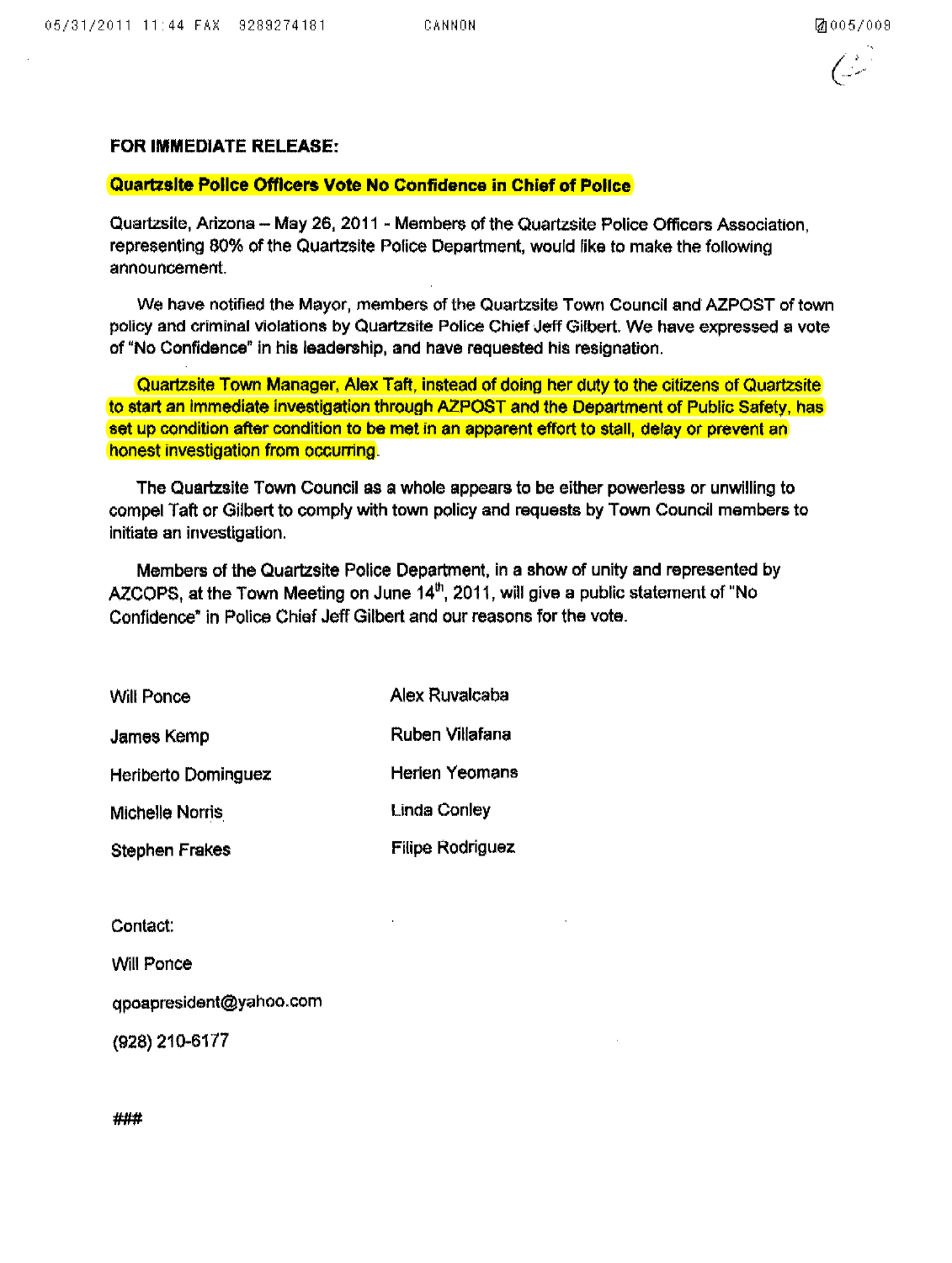**FOR IMMEDIATE RELEASE:**

**Quartzsite Police Officers Vote No Confidence in Chief of Police**

Quartzsite, Arizona – May 26, 2011 - Members of the Quartzsite Police Officers Association, representing 80% of the Quartzsite Police Department, would like to make the following announcement.

We have notified the Mayor, members of the Quartzsite Town Council and AZPOST of town policy and criminal violations by Quartzsite Police Chief Jeff Gilbert. We have expressed a vote of "No Confidence" in his leadership, and have requested his resignation.

Quartzsite Town Manager, Alex Taft, instead of doing her duty to the citizens of Quartzsite to start an immediate investigation through AZPOST and the Department of Public Safety, has set up condition after condition to be met in an apparent effort to stall, delay or prevent an honest investigation from occurring.

The Quartzsite Town Council as a whole appears to be either powerless or unwilling to compel Taft or Gilbert to comply with town policy and requests by Town Council members to initiate an investigation.

Members of the Quartzsite Police Department, in a show of unity and represented by AZCOPS, at the Town Meeting on June 14th, 2011, will give a public statement of "No Confidence" in Police Chief Jeff Gilbert and our reasons for the vote.

Will Ponce
James Kemp
Heriberto Dominguez
Michelle Norris
Stephen Frakes
Alex Ruvalcaba
Ruben Villafana
Herlen Yeomans
Linda Conley
Filipe Rodriguez

Contact:

Will Ponce

qpoapresident@yahoo.com

(928) 210-6177

###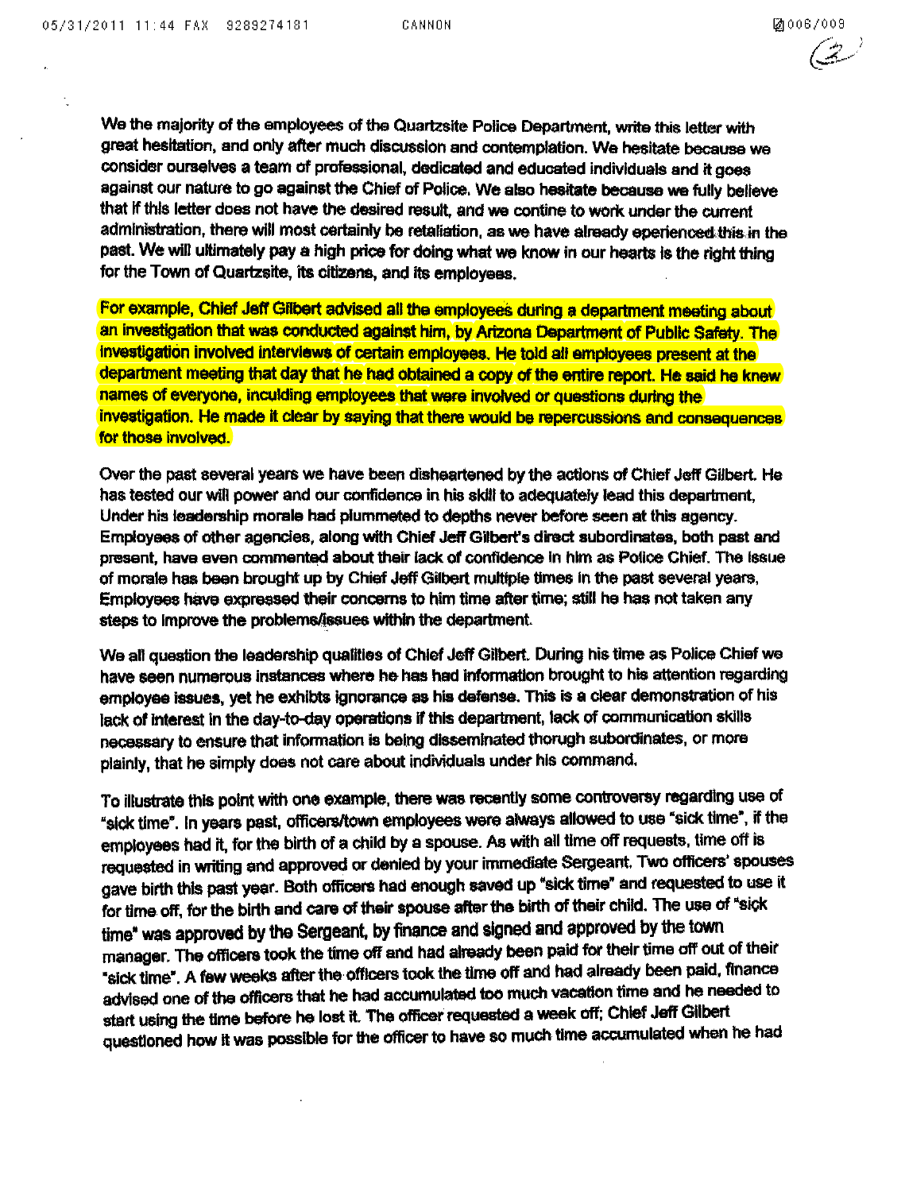We the majority of the employees of the Quartzsite Police Department, write this letter with great hesitation, and only after much discussion and contemplation. We hesitate because we consider ourselves a team of professional, dedicated and educated individuals and it goes against our nature to go against the Chief of Police. We also hesitate because we fully believe that if this letter does not have the desired result, and we contine to work under the current administration, there will most certainly be retaliation, as we have already eperienced this in the past. We will ultimately pay a high price for doing what we know in our hearts is the right thing for the Town of Quartzsite, its citizens, and its employees.

For example, Chief Jeff Gilbert advised all the employees during a department meeting about an investigation that was conducted against him, by Arizona Department of Public Safety. The investigation involved interviews of certain employees. He told all employees present at the department meeting that day that he had obtained a copy of the entire report. He said he knew names of everyone, inculding employees that were involved or questions during the investigation. He made it clear by saying that there would be repercussions and consequences for those involved.

Over the past several years we have been disheartened by the actions of Chief Jeff Gilbert. He has tested our will power and our confidence in his skill to adequately lead this department, Under his leadership morale had plummeted to depths never before seen at this agency. Employees of other agencies, along with Chief Jeff Gilbert's direct subordinates, both past and present, have even commented about their lack of confidence in him as Police Chief. The issue of morale has been brought up by Chief Jeff Gilbert multiple times in the past several years, Employees have expressed their concerns to him time after time; still he has not taken any steps to improve the problems/issues within the department.

We all question the leadership qualities of Chief Jeff Gilbert. During his time as Police Chief we have seen numerous instances where he has had information brought to his attention regarding employee issues, yet he exhibts ignorance as his defense. This is a clear demonstration of his lack of interest in the day-to-day operations if this department, lack of communication skills necessary to ensure that information is being disseminated thorugh subordinates, or more plainly, that he simply does not care about individuals under his command.

To illustrate this point with one example, there was recently some controversy regarding use of "sick time". In years past, officers/town employees were always allowed to use "sick time", if the employees had it, for the birth of a child by a spouse. As with all time off requests, time off is requested in writing and approved or denied by your immediate Sergeant. Two officers' spouses gave birth this past year. Both officers had enough saved up "sick time" and requested to use it for time off, for the birth and care of their spouse after the birth of their child. The use of "sick time" was approved by the Sergeant, by finance and signed and approved by the town manager. The officers took the time off and had already been paid for their time off out of their "sick time". A few weeks after the officers took the time off and had already been paid, finance advised one of the officers that he had accumulated too much vacation time and he needed to start using the time before he lost it. The officer requested a week off; Chief Jeff Gilbert questioned how it was possible for the officer to have so much time accumulated when he had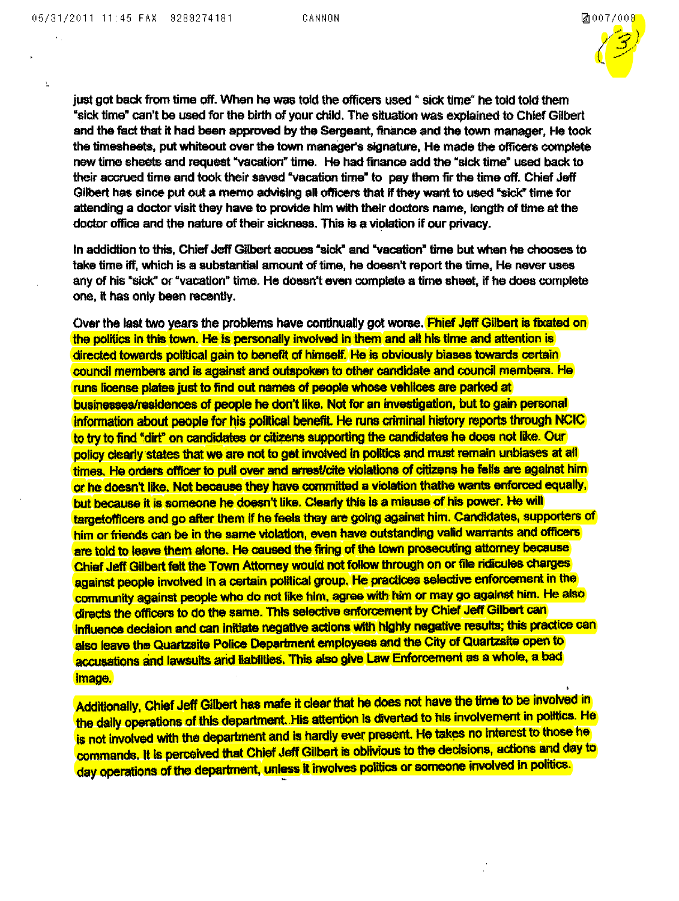just got back from time off. When he was told the officers used " sick time" he told told them "sick time" can't be used for the birth of your child. The situation was explained to Chief Gilbert and the fact that it had been approved by the Sergeant, finance and the town manager, He took the timesheets, put whiteout over the town manager's signature, He made the officers complete new time sheets and request "vacation" time. He had finance add the "sick time" used back to their accrued time and took their saved "vacation time" to pay them fir the time off. Chief Jeff Gilbert has since put out a memo advising all officers that if they want to used "sick" time for attending a doctor visit they have to provide him with their doctors name, length of time at the doctor office and the nature of their sickness. This is a violation if our privacy.

In addidtion to this, Chief Jeff Gilbert accues "sick" and "vacation" time but when he chooses to take time iff, which is a substantial amount of time, he doesn't report the time, He never uses any of his "sick" or "vacation" time. He doesn't even complete a time sheet, if he does complete one, it has only been recently.

Over the last two years the problems have continually got worse. Fhief Jeff Gilbert is fixated on the politics in this town. He is personally involved in them and all his time and attention is directed towards political gain to benefit of himself. He is obviously biases towards certain council members and is against and outspoken to other candidate and council members. He runs license plates just to find out names of people whose vehilces are parked at businesses/residences of people he don't like. Not for an investigation, but to gain personal information about people for his political benefit. He runs criminal history reports through NCIC to try to find "dirt" on candidates or citizens supporting the candidates he does not like. Our policy clearly states that we are not to get involved in politics and must remain unbiases at all times. He orders officer to pull over and arrest/cite violations of citizens he fells are against him or he doesn't like. Not because they have committed a violation thathe wants enforced equally, but because it is someone he doesn't like. Clearly this is a misuse of his power. He will targetofficers and go after them if he feels they are going against him. Candidates, supporters of him or friends can be in the same violation, even have outstanding valid warrants and officers are told to leave them alone. He caused the firing of the town prosecuting attorney because Chief Jeff Gilbert felt the Town Attorney would not follow through on or file ridicules charges against people involved in a certain political group. He practices selective enforcement in the community against people who do not like him, agree with him or may go against him. He also directs the officers to do the same. This selective enforcement by Chief Jeff Gilbert can influence decision and can initiate negative actions with highly negative results; this practice can also leave the Quartzsite Police Department employees and the City of Quartzsite open to accusations and lawsuits and liablities. This also give Law Enforcement as a whole, a bad image.

Additionally, Chief Jeff Gilbert has mafe it clear that he does not have the time to be involved in the daily operations of this department. His attention is diverted to his involvement in politics. He is not involved with the department and is hardly ever present. He takes no interest to those he commands. It is perceived that Chief Jeff Gilbert is oblivious to the decisions, actions and day to day operations of the department, unless it involves politics or someone involved in politics.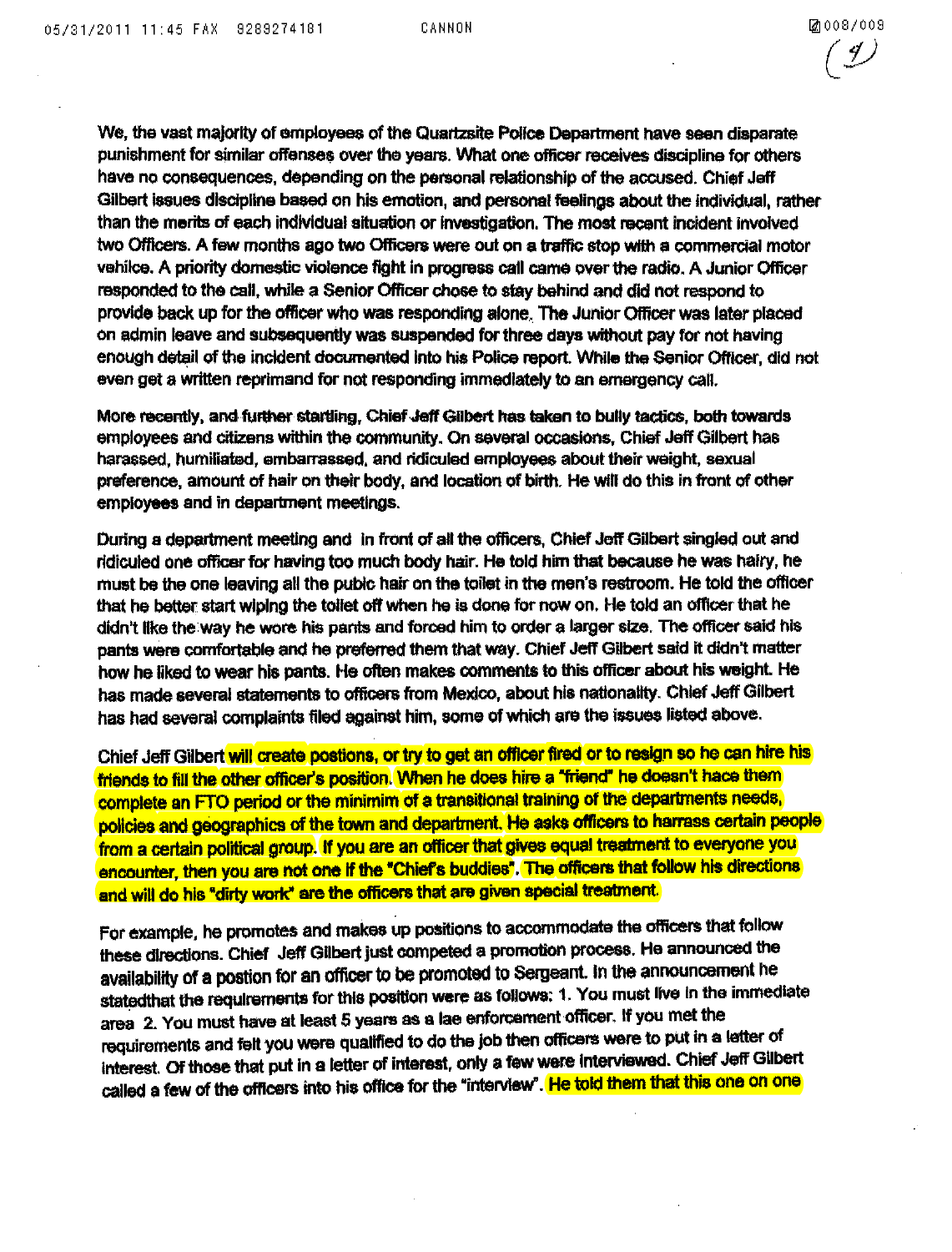We, the vast majority of employees of the Quartzsite Police Department have seen disparate punishment for similar offenses over the years. What one officer receives discipline for others have no consequences, depending on the personal relationship of the accused. Chief Jeff Gilbert issues discipline based on his emotion, and personal feelings about the individual, rather than the merits of each individual situation or investigation. The most recent incident involved two Officers. A few months ago two Officers were out on a traffic stop with a commercial motor vehicle. A priority domestic violence fight in progress call came over the radio. A Junior Officer responded to the call, while a Senior Officer chose to stay behind and did not respond to provide back up for the officer who was responding alone. The Junior Officer was later placed on admin leave and subsequently was suspended for three days without pay for not having enough detail of the incident documented into his Police report. While the Senior Officer, did not even get a written reprimand for not responding immediately to an emergency call.

More recently, and further startling, Chief Jeff Gilbert has taken to bully tactics, both towards employees and citizens within the community. On several occasions, Chief Jeff Gilbert has harassed, humiliated, embarrassed, and ridiculed employees about their weight, sexual preference, amount of hair on their body, and location of birth. He will do this in front of other employees and in department meetings.

During a department meeting and in front of all the officers, Chief Jeff Gilbert singled out and ridiculed one officer for having too much body hair. He told him that because he was hairy, he must be the one leaving all the pubic hair on the toilet in the men's restroom. He told the officer that he better start wiping the toilet off when he is done for now on. He told an officer that he didn't like the way he wore his pants and forced him to order a larger size. The officer said his pants were comfortable and he preferred them that way. Chief Jeff Gilbert said it didn't matter how he liked to wear his pants. He often makes comments to this officer about his weight. He has made several statements to officers from Mexico, about his nationality. Chief Jeff Gilbert has had several complaints filed against him, some of which are the issues listed above.

Chief Jeff Gilbert will create postions, or try to get an officer fired or to resign so he can hire his friends to fill the other officer's position. When he does hire a "friend" he doesn't hace them complete an FTO period or the minimim of a transitional training of the departments needs, policies and geographics of the town and department. He asks officers to harrass certain people from a certain political group. If you are an officer that gives equal treatment to everyone you encounter, then you are not one if the "Chief's buddies". The officers that follow his directions and will do his "dirty work" are the officers that are given special treatment.

For example, he promotes and makes up positions to accommodate the officers that follow these directions. Chief Jeff Gilbert just competed a promotion process. He announced the availability of a postion for an officer to be promoted to Sergeant. In the announcement he statedthat the requirements for this position were as follows: 1. You must live in the immediate area 2. You must have at least 5 years as a lae enforcement officer. If you met the requirements and felt you were qualified to do the job then officers were to put in a letter of interest. Of those that put in a letter of interest, only a few were interviewed. Chief Jeff Gilbert called a few of the officers into his office for the "interview". He told them that this one on one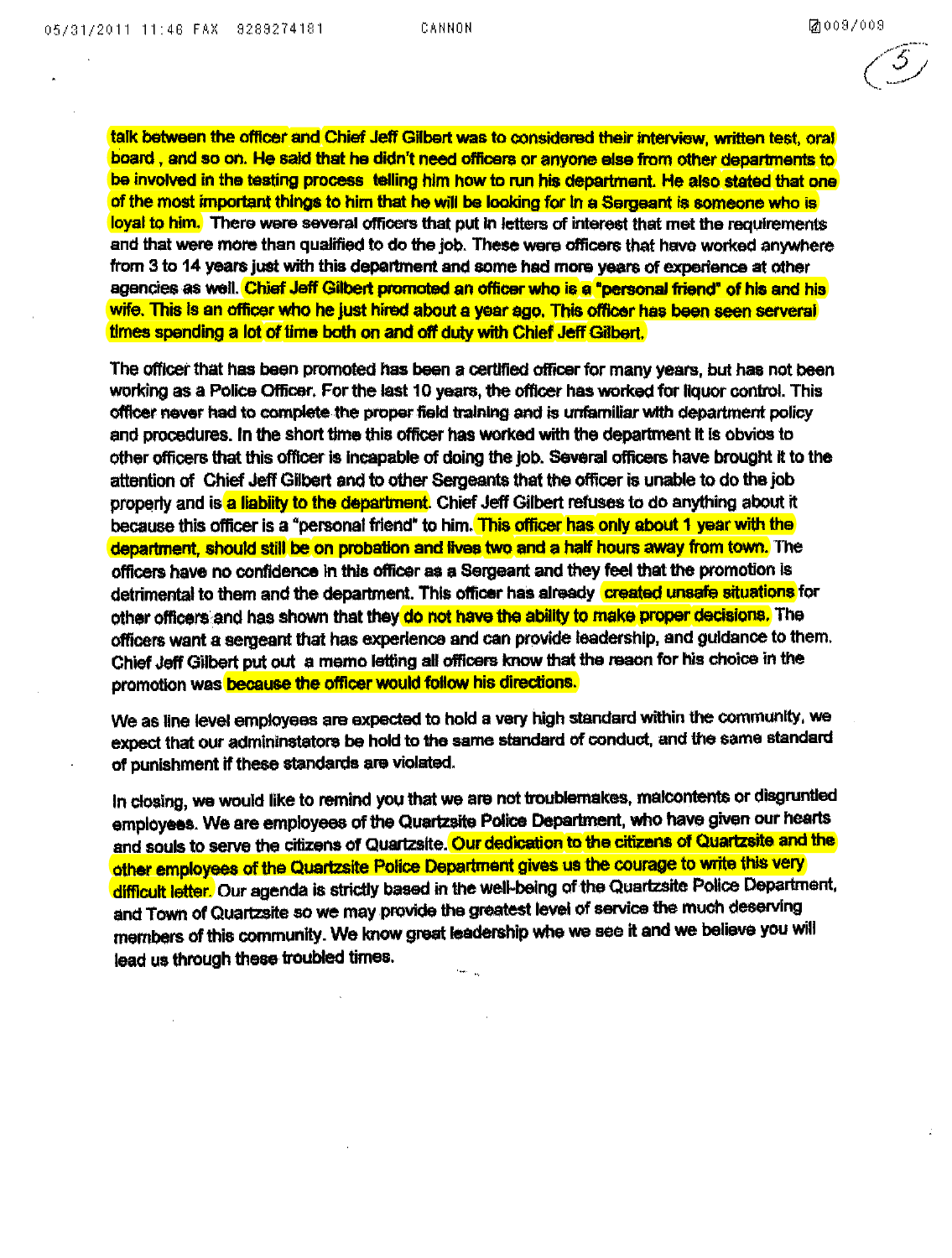talk between the officer and Chief Jeff Gilbert was to considered their interview, written test, oral board , and so on. He said that he didn't need officers or anyone else from other departments to be involved in the testing process telling him how to run his department. He also stated that one of the most important things to him that he will be looking for in a Sergeant is someone who is loyal to him. There were several officers that put in letters of interest that met the requirements and that were more than qualified to do the job. These were officers that have worked anywhere from 3 to 14 years just with this department and some had more years of experience at other agencies as well. Chief Jeff Gilbert promoted an officer who is a "personal friend" of his and his wife. This is an officer who he just hired about a year ago. This officer has been seen serveral times spending a lot of time both on and off duty with Chief Jeff Gilbert.

The officer that has been promoted has been a certified officer for many years, but has not been working as a Police Officer. For the last 10 years, the officer has worked for liquor control. This officer never had to complete the proper field training and is unfamiliar with department policy and procedures. In the short time this officer has worked with the department it is obvios to other officers that this officer is incapable of doing the job. Several officers have brought it to the attention of Chief Jeff Gilbert and to other Sergeants that the officer is unable to do the job properly and is a liabity to the department. Chief Jeff Gilbert refuses to do anything about it because this officer is a "personal friend" to him. This officer has only about 1 year with the department, should still be on probation and lives two and a half hours away from town. The officers have no confidence in this officer as a Sergeant and they feel that the promotion is detrimental to them and the department. This officer has already created unsafe situations for other officers and has shown that they do not have the ability to make proper decisions. The officers want a sergeant that has experience and can provide leadership, and guidance to them. Chief Jeff Gilbert put out a memo letting all officers know that the reason for his choice in the promotion was because the officer would follow his directions.

We as line level employees are expected to hold a very high standard within the community, we expect that our admininstators be hold to the same standard of conduct, and the same standard of punishment if these standards are violated.

In closing, we would like to remind you that we are not troublemakes, malcontents or disgruntled employees. We are employees of the Quartzsite Police Department, who have given our hearts and souls to serve the citizens of Quartzsite. Our dedication to the citizens of Quartzsite and the other employees of the Quartzsite Police Department gives us the courage to write this very difficult letter. Our agenda is strictly based in the well-being of the Quartzsite Police Department, and Town of Quartzsite so we may provide the greatest level of service the much deserving members of this community. We know great leadership whe we see it and we believe you will lead us through these troubled times.